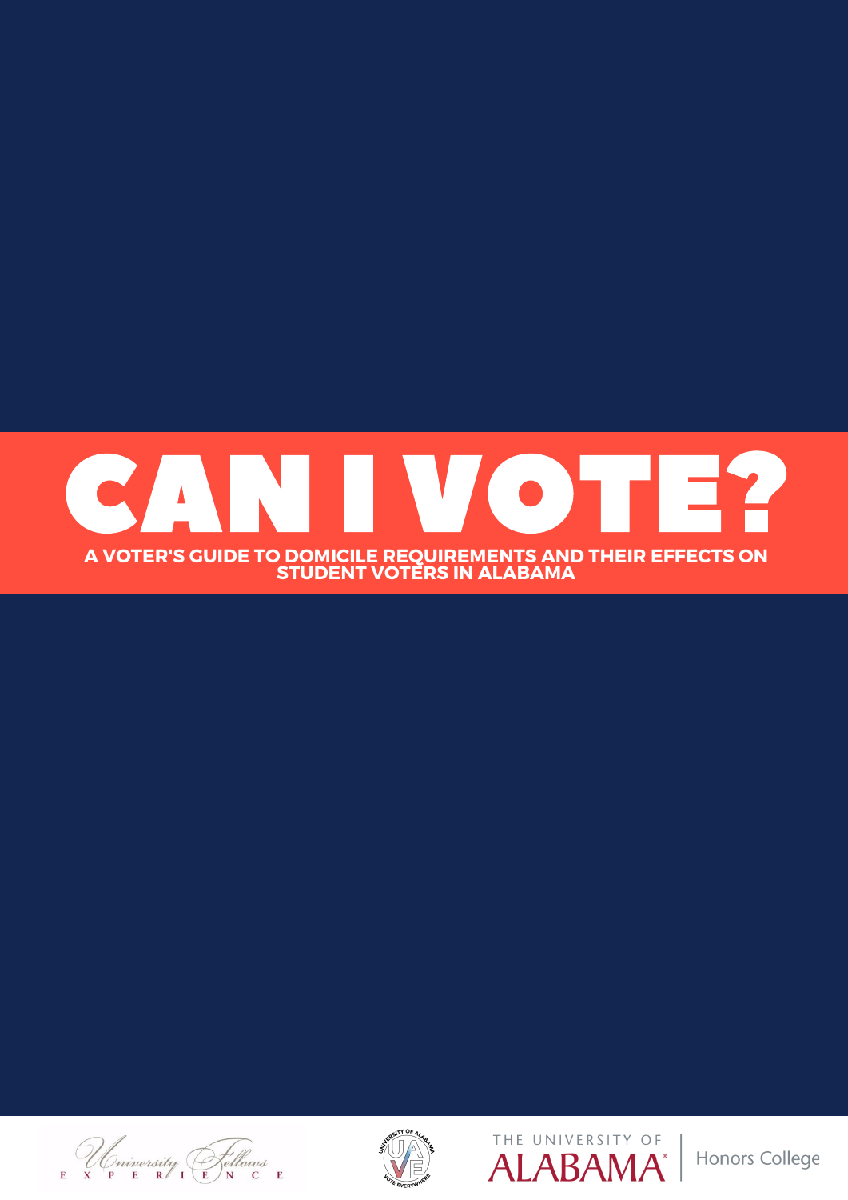# CAN I VOTE?

**A VOTER'S GUIDE TO DOMICILE REQUIREMENTS AND THEIR EFFECTS ON STUDENT VOTERS IN ALABAMA**

University Fellows EXPERIENCE

UNIVERSITY OF ALABAMA VOTE EVERYWHERE

THE UNIVERSITY OF ALABAMA® | Honors College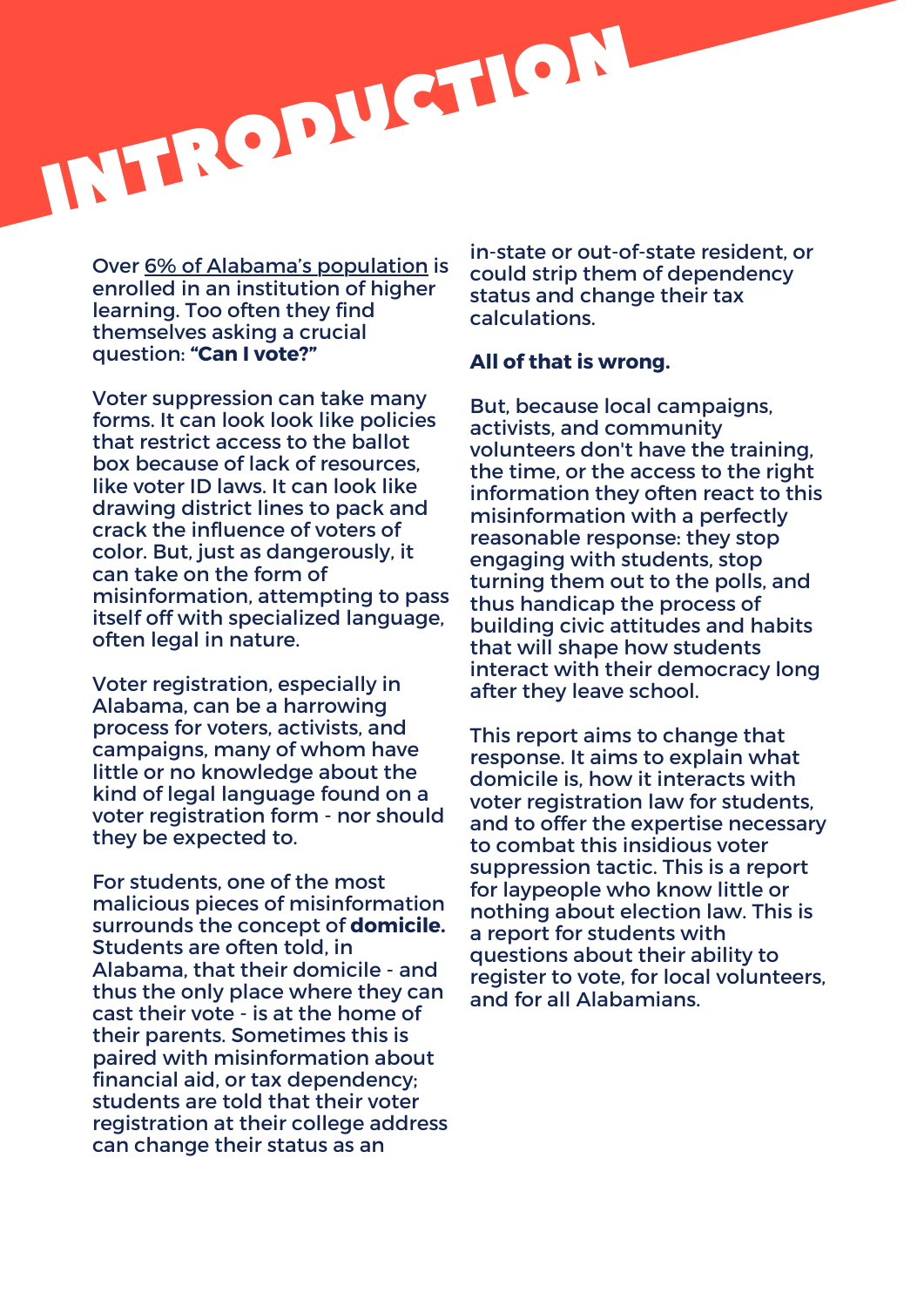# INTRODUCTION

Over 6% of Alabama's population is enrolled in an institution of higher learning. Too often they find themselves asking a crucial question: **"Can I vote?"**

Voter suppression can take many forms. It can look look like policies that restrict access to the ballot box because of lack of resources, like voter ID laws. It can look like drawing district lines to pack and crack the influence of voters of color. But, just as dangerously, it can take on the form of misinformation, attempting to pass itself off with specialized language, often legal in nature.

Voter registration, especially in Alabama, can be a harrowing process for voters, activists, and campaigns, many of whom have little or no knowledge about the kind of legal language found on a voter registration form - nor should they be expected to.

For students, one of the most malicious pieces of misinformation surrounds the concept of **domicile.** Students are often told, in Alabama, that their domicile - and thus the only place where they can cast their vote - is at the home of their parents. Sometimes this is paired with misinformation about financial aid, or tax dependency; students are told that their voter registration at their college address can change their status as an in-state or out-of-state resident, or could strip them of dependency status and change their tax calculations.

**All of that is wrong.**

But, because local campaigns, activists, and community volunteers don't have the training, the time, or the access to the right information they often react to this misinformation with a perfectly reasonable response: they stop engaging with students, stop turning them out to the polls, and thus handicap the process of building civic attitudes and habits that will shape how students interact with their democracy long after they leave school.

This report aims to change that response. It aims to explain what domicile is, how it interacts with voter registration law for students, and to offer the expertise necessary to combat this insidious voter suppression tactic. This is a report for laypeople who know little or nothing about election law. This is a report for students with questions about their ability to register to vote, for local volunteers, and for all Alabamians.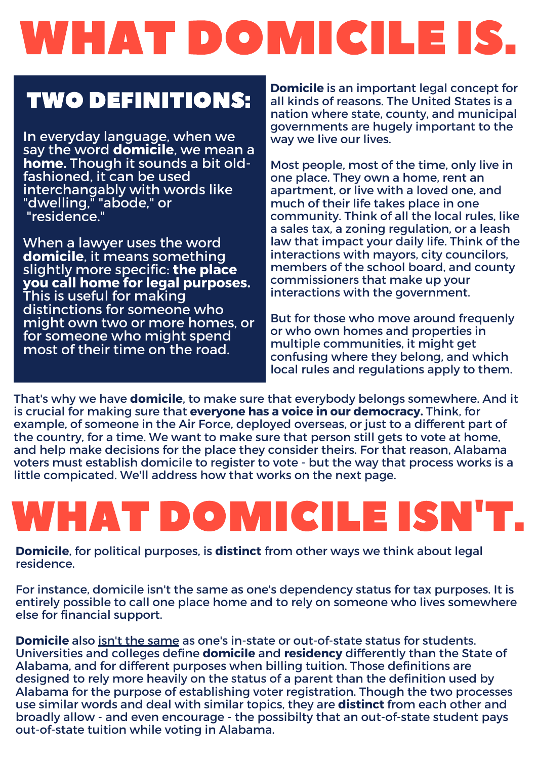# WHAT DOMICILE IS.

## TWO DEFINITIONS:

In everyday language, when we say the word **domicile**, we mean a **home.** Though it sounds a bit old-fashioned, it can be used interchangably with words like "dwelling," "abode," or "residence."

When a lawyer uses the word **domicile**, it means something slightly more specific: **the place you call home for legal purposes.** This is useful for making distinctions for someone who might own two or more homes, or for someone who might spend most of their time on the road.

**Domicile** is an important legal concept for all kinds of reasons. The United States is a nation where state, county, and municipal governments are hugely important to the way we live our lives.

Most people, most of the time, only live in one place. They own a home, rent an apartment, or live with a loved one, and much of their life takes place in one community. Think of all the local rules, like a sales tax, a zoning regulation, or a leash law that impact your daily life. Think of the interactions with mayors, city councilors, members of the school board, and county commissioners that make up your interactions with the government.

But for those who move around frequenly or who own homes and properties in multiple communities, it might get confusing where they belong, and which local rules and regulations apply to them.

That's why we have **domicile**, to make sure that everybody belongs somewhere. And it is crucial for making sure that **everyone has a voice in our democracy.** Think, for example, of someone in the Air Force, deployed overseas, or just to a different part of the country, for a time. We want to make sure that person still gets to vote at home, and help make decisions for the place they consider theirs. For that reason, Alabama voters must establish domicile to register to vote - but the way that process works is a little compicated. We'll address how that works on the next page.

# WHAT DOMICILE ISN'T.

**Domicile**, for political purposes, is **distinct** from other ways we think about legal residence.

For instance, domicile isn't the same as one's dependency status for tax purposes. It is entirely possible to call one place home and to rely on someone who lives somewhere else for financial support.

**Domicile** also isn't the same as one's in-state or out-of-state status for students. Universities and colleges define **domicile** and **residency** differently than the State of Alabama, and for different purposes when billing tuition. Those definitions are designed to rely more heavily on the status of a parent than the definition used by Alabama for the purpose of establishing voter registration. Though the two processes use similar words and deal with similar topics, they are **distinct** from each other and broadly allow - and even encourage - the possibilty that an out-of-state student pays out-of-state tuition while voting in Alabama.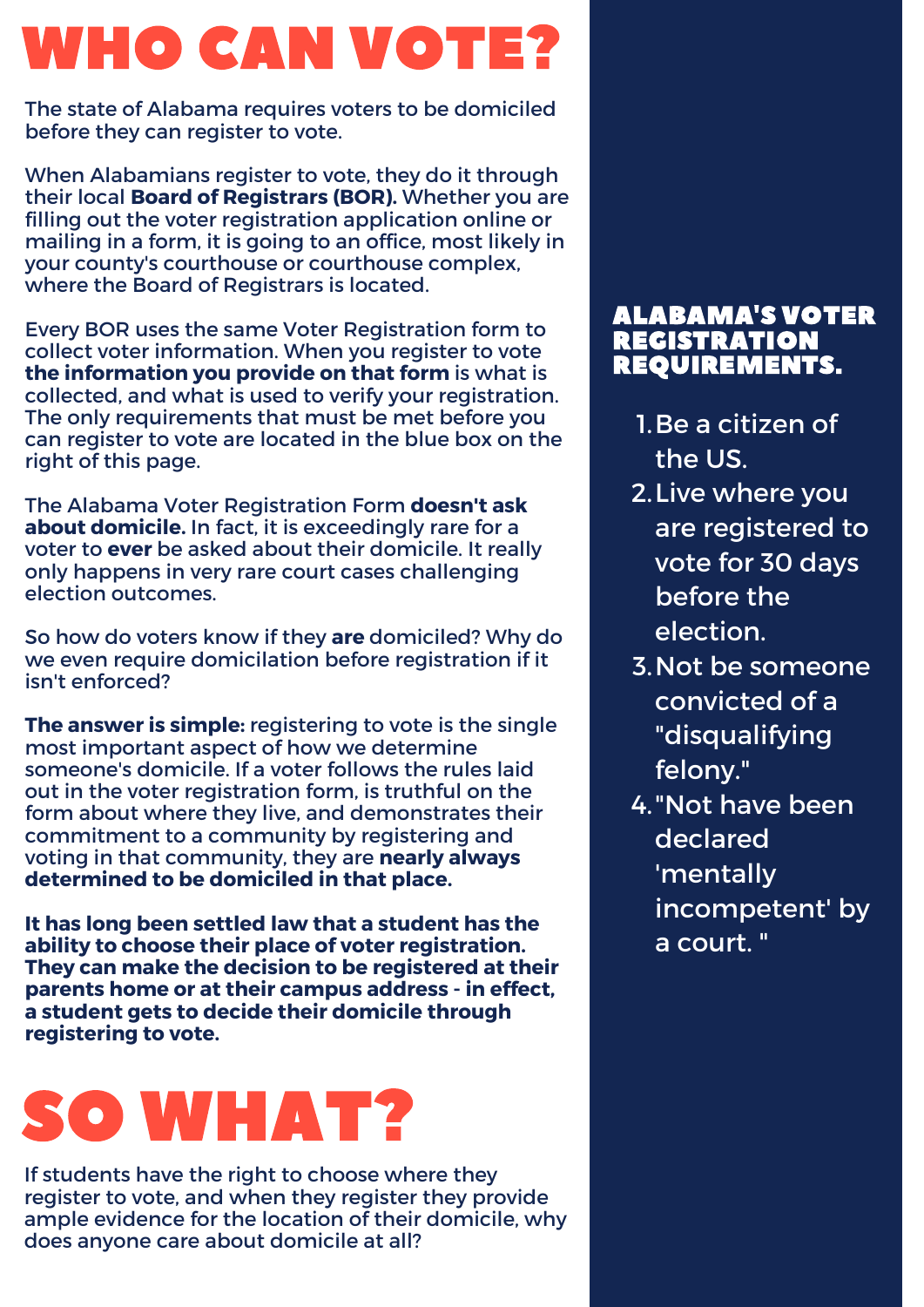# WHO CAN VOTE?

The state of Alabama requires voters to be domiciled before they can register to vote.

When Alabamians register to vote, they do it through their local **Board of Registrars (BOR).** Whether you are filling out the voter registration application online or mailing in a form, it is going to an office, most likely in your county's courthouse or courthouse complex, where the Board of Registrars is located.

Every BOR uses the same Voter Registration form to collect voter information. When you register to vote **the information you provide on that form** is what is collected, and what is used to verify your registration. The only requirements that must be met before you can register to vote are located in the blue box on the right of this page.

The Alabama Voter Registration Form **doesn't ask about domicile.** In fact, it is exceedingly rare for a voter to **ever** be asked about their domicile. It really only happens in very rare court cases challenging election outcomes.

So how do voters know if they **are** domiciled? Why do we even require domicilation before registration if it isn't enforced?

**The answer is simple:** registering to vote is the single most important aspect of how we determine someone's domicile. If a voter follows the rules laid out in the voter registration form, is truthful on the form about where they live, and demonstrates their commitment to a community by registering and voting in that community, they are **nearly always determined to be domiciled in that place.**

**It has long been settled law that a student has the ability to choose their place of voter registration. They can make the decision to be registered at their parents home or at their campus address - in effect, a student gets to decide their domicile through registering to vote.**

# SO WHAT?

If students have the right to choose where they register to vote, and when they register they provide ample evidence for the location of their domicile, why does anyone care about domicile at all?

### ALABAMA'S VOTER REGISTRATION REQUIREMENTS.

1. Be a citizen of the US.
2. Live where you are registered to vote for 30 days before the election.
3. Not be someone convicted of a "disqualifying felony."
4. "Not have been declared 'mentally incompetent' by a court. "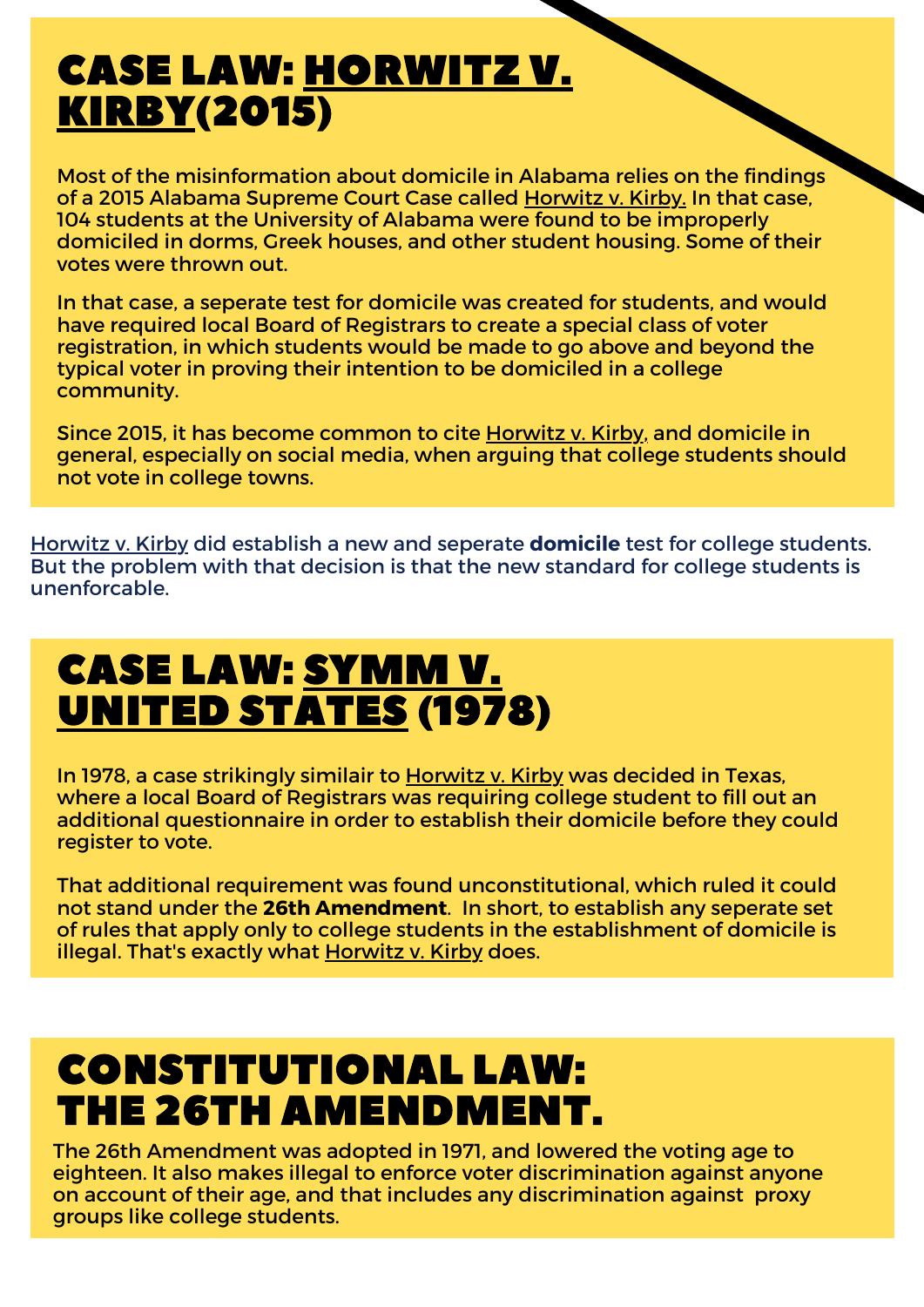# CASE LAW: <u>HORWITZ V. KIRBY</u>(2015)

Most of the misinformation about domicile in Alabama relies on the findings of a 2015 Alabama Supreme Court Case called <u>Horwitz v. Kirby.</u> In that case, 104 students at the University of Alabama were found to be improperly domiciled in dorms, Greek houses, and other student housing. Some of their votes were thrown out.

In that case, a seperate test for domicile was created for students, and would have required local Board of Registrars to create a special class of voter registration, in which students would be made to go above and beyond the typical voter in proving their intention to be domiciled in a college community.

Since 2015, it has become common to cite <u>Horwitz v. Kirby,</u> and domicile in general, especially on social media, when arguing that college students should not vote in college towns.

<u>Horwitz v. Kirby</u> did establish a new and seperate **domicile** test for college students. But the problem with that decision is that the new standard for college students is unenforcable.

# CASE LAW: <u>SYMM V. UNITED STATES</u> (1978)

In 1978, a case strikingly similair to <u>Horwitz v. Kirby</u> was decided in Texas, where a local Board of Registrars was requiring college student to fill out an additional questionnaire in order to establish their domicile before they could register to vote.

That additional requirement was found unconstitutional, which ruled it could not stand under the **26th Amendment**. In short, to establish any seperate set of rules that apply only to college students in the establishment of domicile is illegal. That's exactly what <u>Horwitz v. Kirby</u> does.

# CONSTITUTIONAL LAW: THE 26TH AMENDMENT.

The 26th Amendment was adopted in 1971, and lowered the voting age to eighteen. It also makes illegal to enforce voter discrimination against anyone on account of their age, and that includes any discrimination against proxy groups like college students.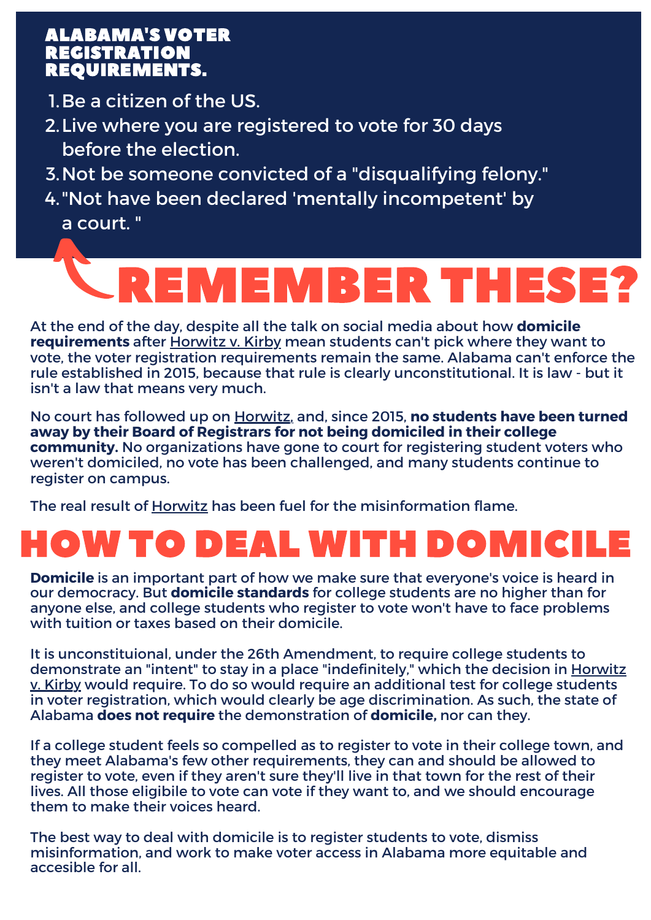## ALABAMA'S VOTER REGISTRATION REQUIREMENTS.

1. Be a citizen of the US.
2. Live where you are registered to vote for 30 days before the election.
3. Not be someone convicted of a "disqualifying felony."
4. "Not have been declared 'mentally incompetent' by a court. "

# REMEMBER THESE?

At the end of the day, despite all the talk on social media about how **domicile requirements** after Horwitz v. Kirby mean students can't pick where they want to vote, the voter registration requirements remain the same. Alabama can't enforce the rule established in 2015, because that rule is clearly unconstitutional. It is law - but it isn't a law that means very much.

No court has followed up on Horwitz, and, since 2015, **no students have been turned away by their Board of Registrars for not being domiciled in their college community.** No organizations have gone to court for registering student voters who weren't domiciled, no vote has been challenged, and many students continue to register on campus.

The real result of Horwitz has been fuel for the misinformation flame.

# HOW TO DEAL WITH DOMICILE

**Domicile** is an important part of how we make sure that everyone's voice is heard in our democracy. But **domicile standards** for college students are no higher than for anyone else, and college students who register to vote won't have to face problems with tuition or taxes based on their domicile.

It is unconstituional, under the 26th Amendment, to require college students to demonstrate an "intent" to stay in a place "indefinitely," which the decision in Horwitz v. Kirby would require. To do so would require an additional test for college students in voter registration, which would clearly be age discrimination. As such, the state of Alabama **does not require** the demonstration of **domicile,** nor can they.

If a college student feels so compelled as to register to vote in their college town, and they meet Alabama's few other requirements, they can and should be allowed to register to vote, even if they aren't sure they'll live in that town for the rest of their lives. All those eligibile to vote can vote if they want to, and we should encourage them to make their voices heard.

The best way to deal with domicile is to register students to vote, dismiss misinformation, and work to make voter access in Alabama more equitable and accesible for all.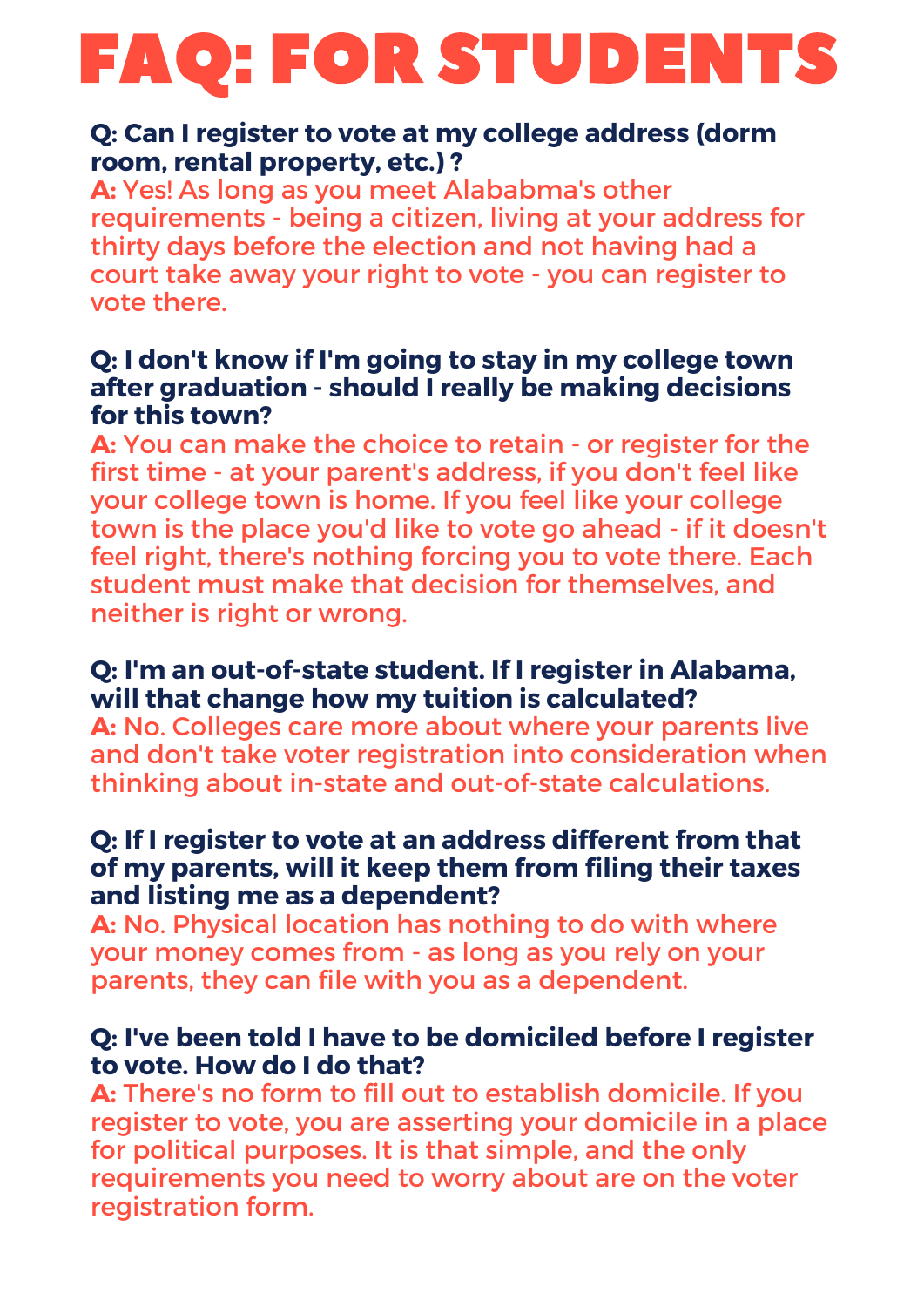# FAQ: FOR STUDENTS

**Q: Can I register to vote at my college address (dorm room, rental property, etc.) ?**

**A:** Yes! As long as you meet Alababma's other requirements - being a citizen, living at your address for thirty days before the election and not having had a court take away your right to vote - you can register to vote there.

**Q: I don't know if I'm going to stay in my college town after graduation - should I really be making decisions for this town?**

**A:** You can make the choice to retain - or register for the first time - at your parent's address, if you don't feel like your college town is home. If you feel like your college town is the place you'd like to vote go ahead - if it doesn't feel right, there's nothing forcing you to vote there. Each student must make that decision for themselves, and neither is right or wrong.

**Q: I'm an out-of-state student. If I register in Alabama, will that change how my tuition is calculated?**

**A:** No. Colleges care more about where your parents live and don't take voter registration into consideration when thinking about in-state and out-of-state calculations.

**Q: If I register to vote at an address different from that of my parents, will it keep them from filing their taxes and listing me as a dependent?**

**A:** No. Physical location has nothing to do with where your money comes from - as long as you rely on your parents, they can file with you as a dependent.

**Q: I've been told I have to be domiciled before I register to vote. How do I do that?**

**A:** There's no form to fill out to establish domicile. If you register to vote, you are asserting your domicile in a place for political purposes. It is that simple, and the only requirements you need to worry about are on the voter registration form.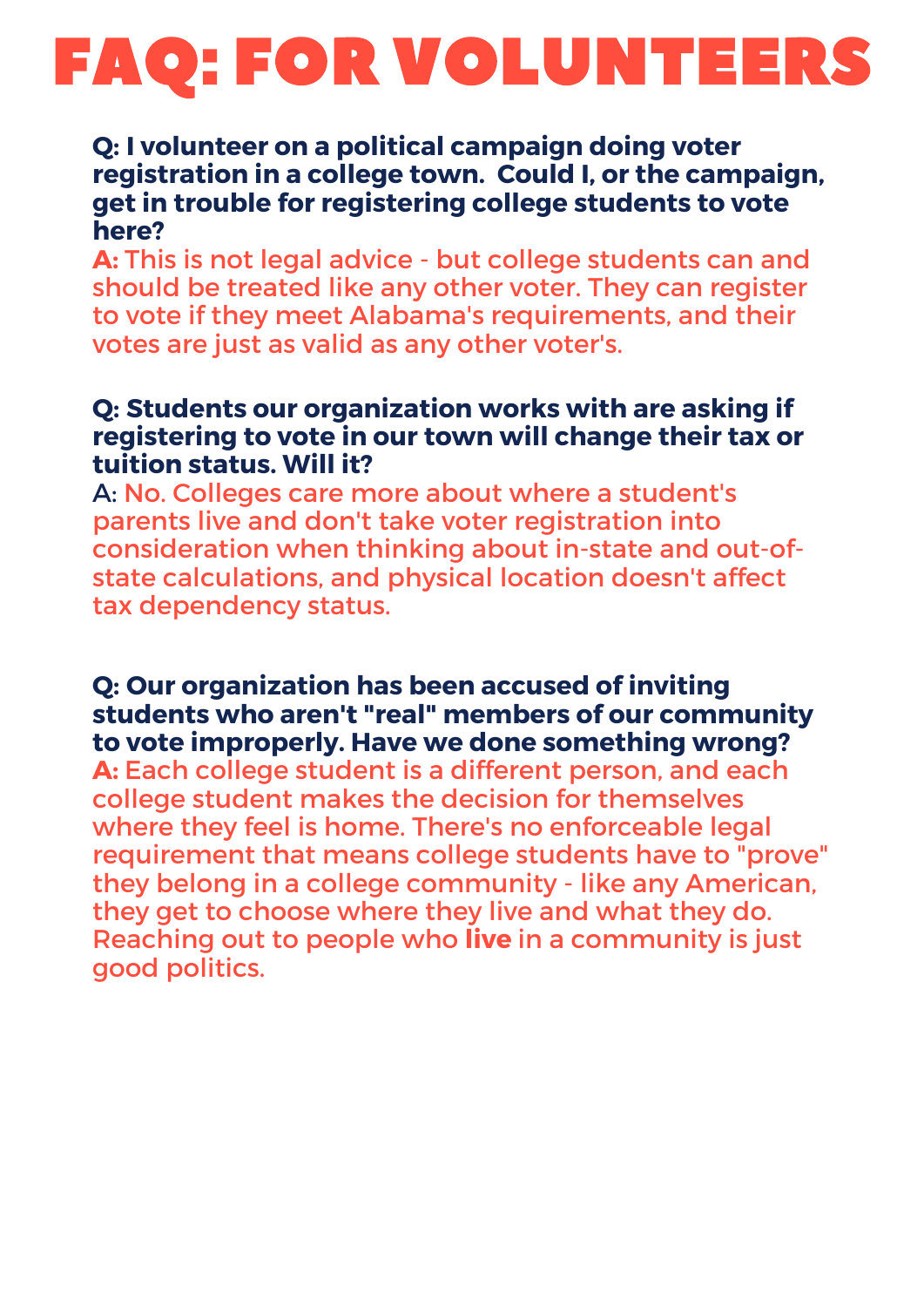# FAQ: FOR VOLUNTEERS

**Q: I volunteer on a political campaign doing voter registration in a college town. Could I, or the campaign, get in trouble for registering college students to vote here?**

**A:** This is not legal advice - but college students can and should be treated like any other voter. They can register to vote if they meet Alabama's requirements, and their votes are just as valid as any other voter's.

**Q: Students our organization works with are asking if registering to vote in our town will change their tax or tuition status. Will it?**

A: No. Colleges care more about where a student's parents live and don't take voter registration into consideration when thinking about in-state and out-of-state calculations, and physical location doesn't affect tax dependency status.

**Q: Our organization has been accused of inviting students who aren't "real" members of our community to vote improperly. Have we done something wrong?**

**A:** Each college student is a different person, and each college student makes the decision for themselves where they feel is home. There's no enforceable legal requirement that means college students have to "prove" they belong in a college community - like any American, they get to choose where they live and what they do. Reaching out to people who **live** in a community is just good politics.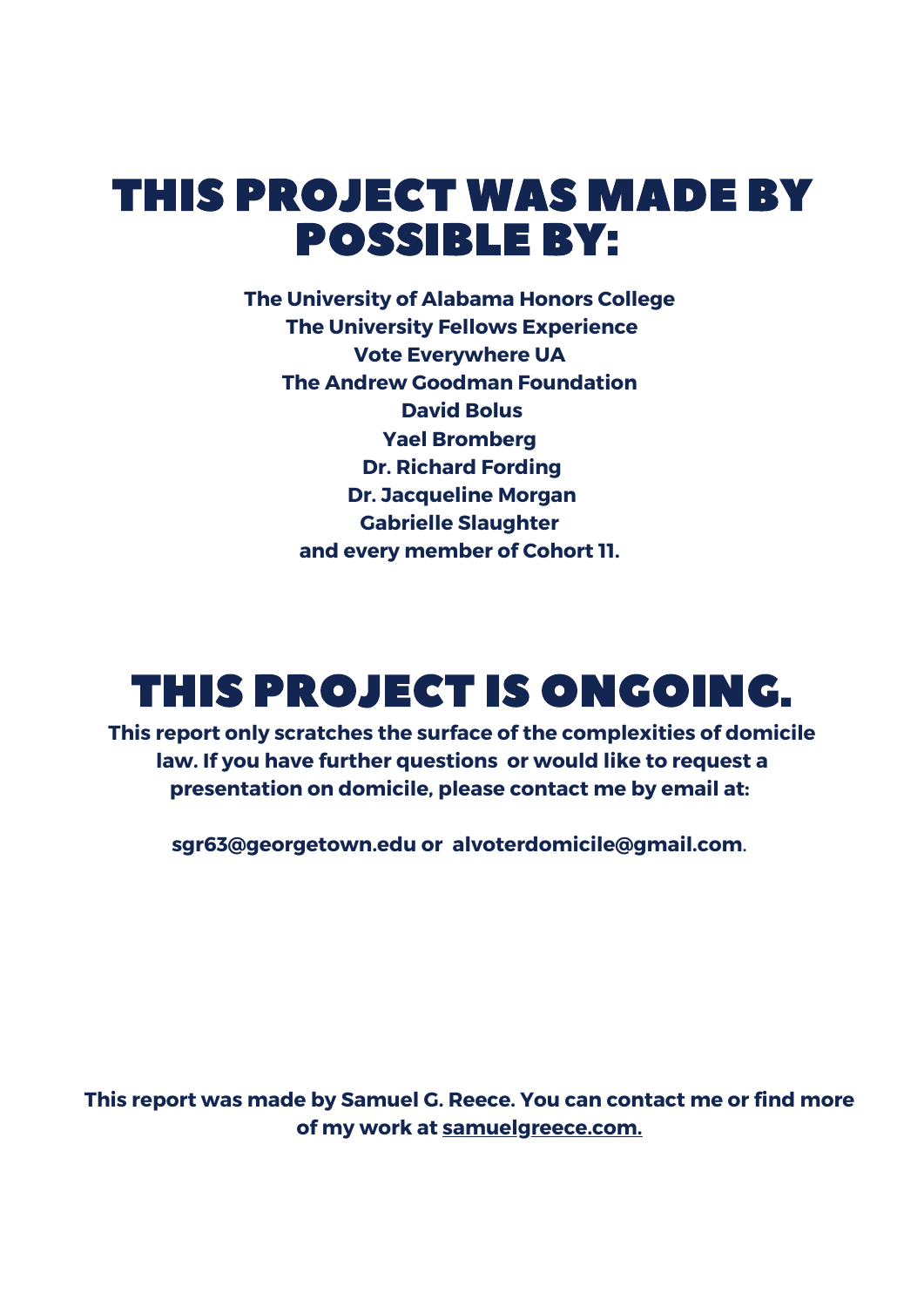# THIS PROJECT WAS MADE BY POSSIBLE BY:

**The University of Alabama Honors College**
**The University Fellows Experience**
**Vote Everywhere UA**
**The Andrew Goodman Foundation**
**David Bolus**
**Yael Bromberg**
**Dr. Richard Fording**
**Dr. Jacqueline Morgan**
**Gabrielle Slaughter**
**and every member of Cohort 11.**

# THIS PROJECT IS ONGOING.

**This report only scratches the surface of the complexities of domicile law. If you have further questions or would like to request a presentation on domicile, please contact me by email at:**

**sgr63@georgetown.edu or alvoterdomicile@gmail.com**.

**This report was made by Samuel G. Reece. You can contact me or find more of my work at samuelgreece.com.**